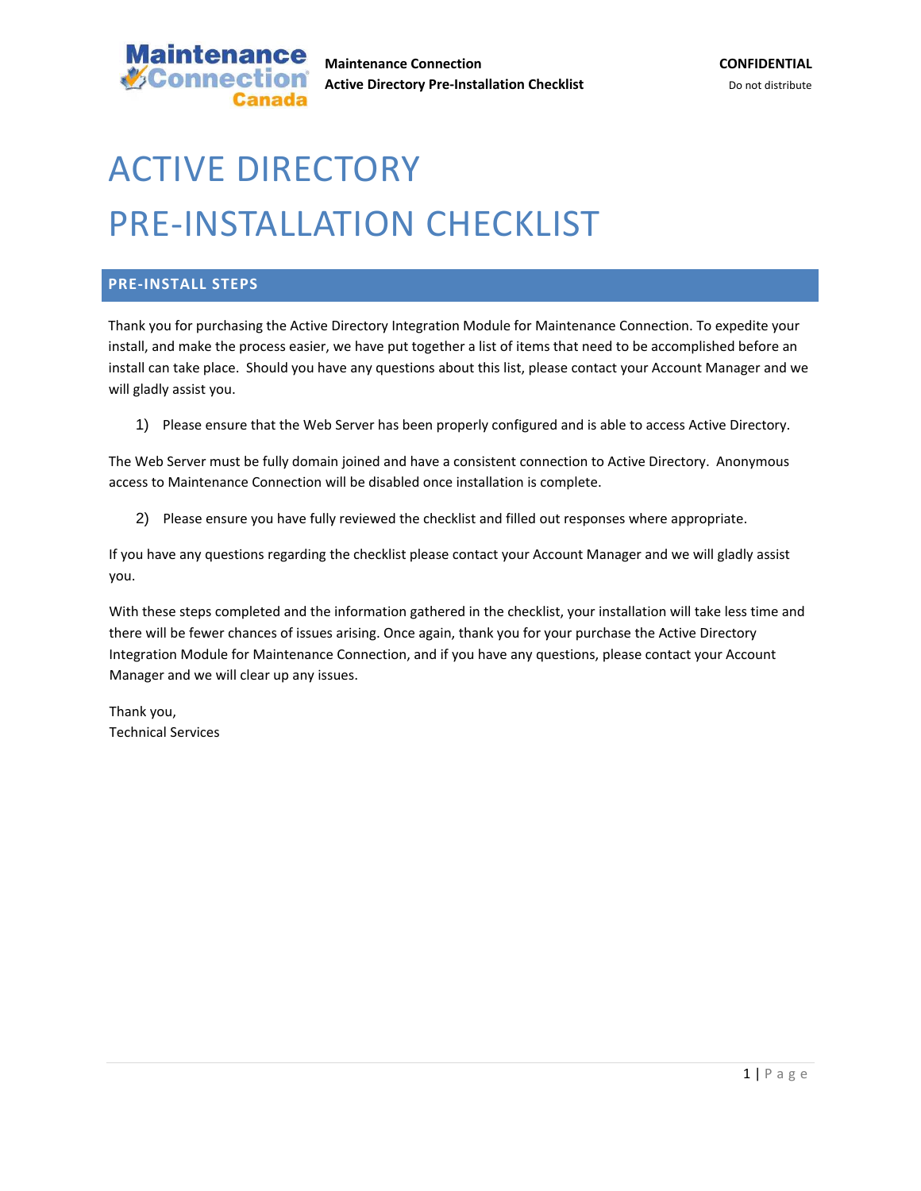# ACTIVE DIRECTORY
# PRE-INSTALLATION CHECKLIST

## PRE-INSTALL STEPS

Thank you for purchasing the Active Directory Integration Module for Maintenance Connection. To expedite your install, and make the process easier, we have put together a list of items that need to be accomplished before an install can take place. Should you have any questions about this list, please contact your Account Manager and we will gladly assist you.

1) Please ensure that the Web Server has been properly configured and is able to access Active Directory.

The Web Server must be fully domain joined and have a consistent connection to Active Directory. Anonymous access to Maintenance Connection will be disabled once installation is complete.

2) Please ensure you have fully reviewed the checklist and filled out responses where appropriate.

If you have any questions regarding the checklist please contact your Account Manager and we will gladly assist you.

With these steps completed and the information gathered in the checklist, your installation will take less time and there will be fewer chances of issues arising. Once again, thank you for your purchase the Active Directory Integration Module for Maintenance Connection, and if you have any questions, please contact your Account Manager and we will clear up any issues.

Thank you,
Technical Services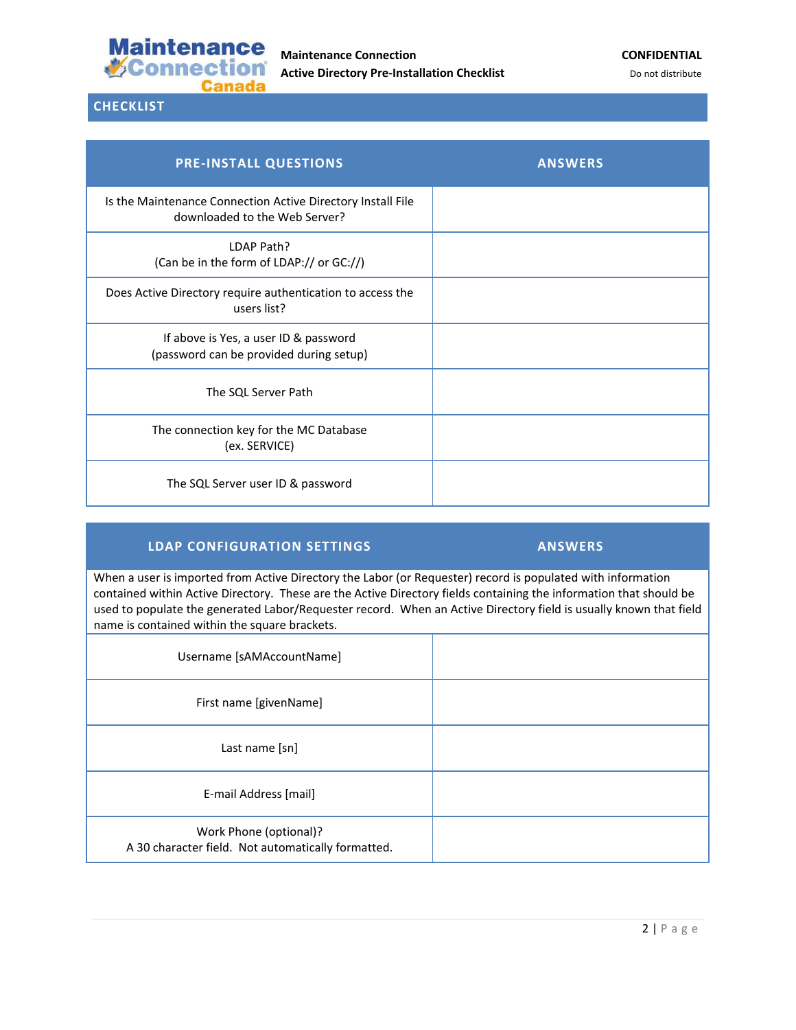## CHECKLIST

| PRE-INSTALL QUESTIONS | ANSWERS |
|---|---|
| Is the Maintenance Connection Active Directory Install File downloaded to the Web Server? | |
| LDAP Path? (Can be in the form of LDAP:// or GC://) | |
| Does Active Directory require authentication to access the users list? | |
| If above is Yes, a user ID & password (password can be provided during setup) | |
| The SQL Server Path | |
| The connection key for the MC Database (ex. SERVICE) | |
| The SQL Server user ID & password | |

| LDAP CONFIGURATION SETTINGS | ANSWERS |
|---|---|
| When a user is imported from Active Directory the Labor (or Requester) record is populated with information contained within Active Directory. These are the Active Directory fields containing the information that should be used to populate the generated Labor/Requester record. When an Active Directory field is usually known that field name is contained within the square brackets. | |
| Username [sAMAccountName] | |
| First name [givenName] | |
| Last name [sn] | |
| E-mail Address [mail] | |
| Work Phone (optional)? A 30 character field. Not automatically formatted. | |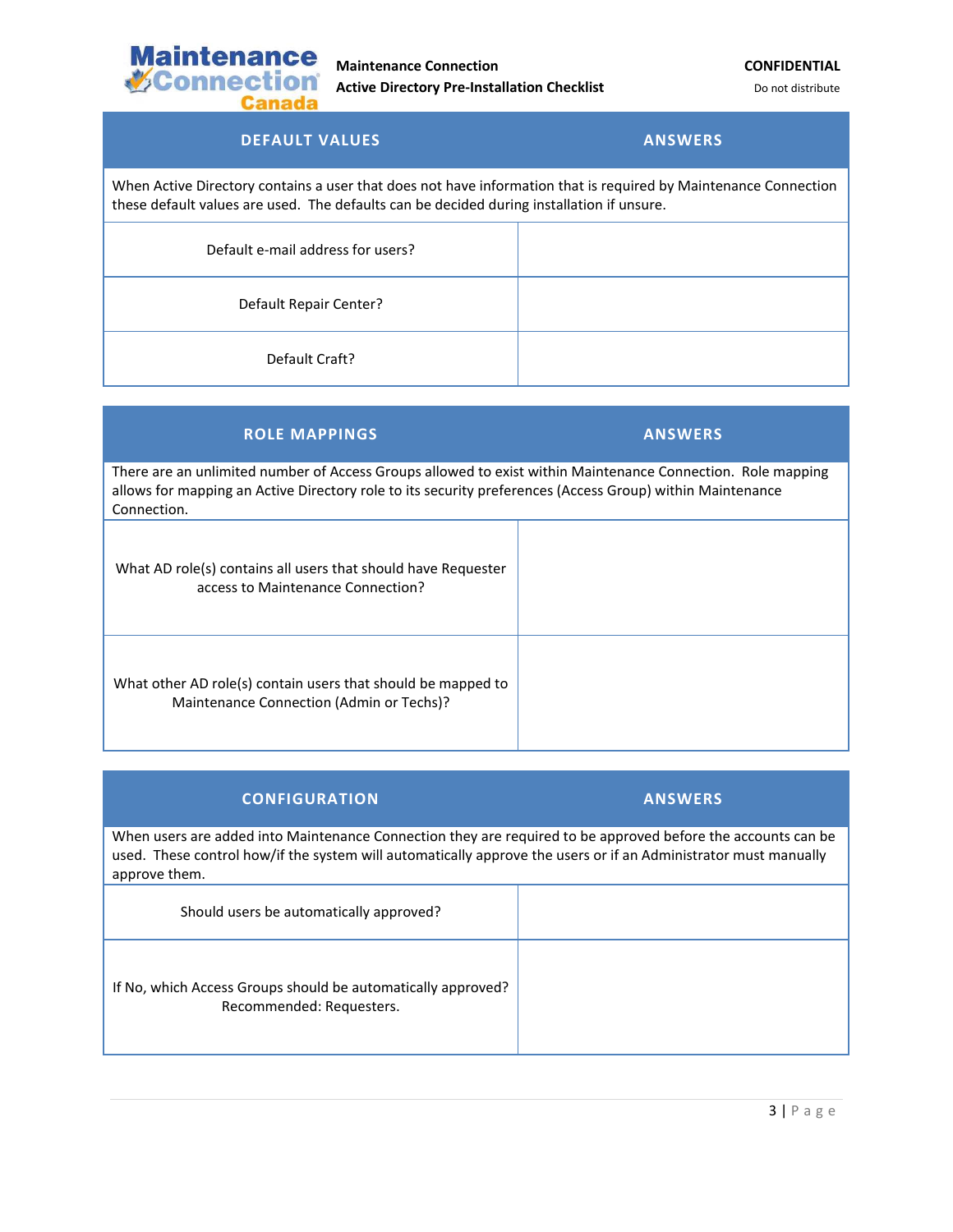| DEFAULT VALUES | ANSWERS |
|---|---|
| When Active Directory contains a user that does not have information that is required by Maintenance Connection these default values are used. The defaults can be decided during installation if unsure. | |
| Default e-mail address for users? | |
| Default Repair Center? | |
| Default Craft? | |

| ROLE MAPPINGS | ANSWERS |
|---|---|
| There are an unlimited number of Access Groups allowed to exist within Maintenance Connection. Role mapping allows for mapping an Active Directory role to its security preferences (Access Group) within Maintenance Connection. | |
| What AD role(s) contains all users that should have Requester access to Maintenance Connection? | |
| What other AD role(s) contain users that should be mapped to Maintenance Connection (Admin or Techs)? | |

| CONFIGURATION | ANSWERS |
|---|---|
| When users are added into Maintenance Connection they are required to be approved before the accounts can be used. These control how/if the system will automatically approve the users or if an Administrator must manually approve them. | |
| Should users be automatically approved? | |
| If No, which Access Groups should be automatically approved? Recommended: Requesters. | |